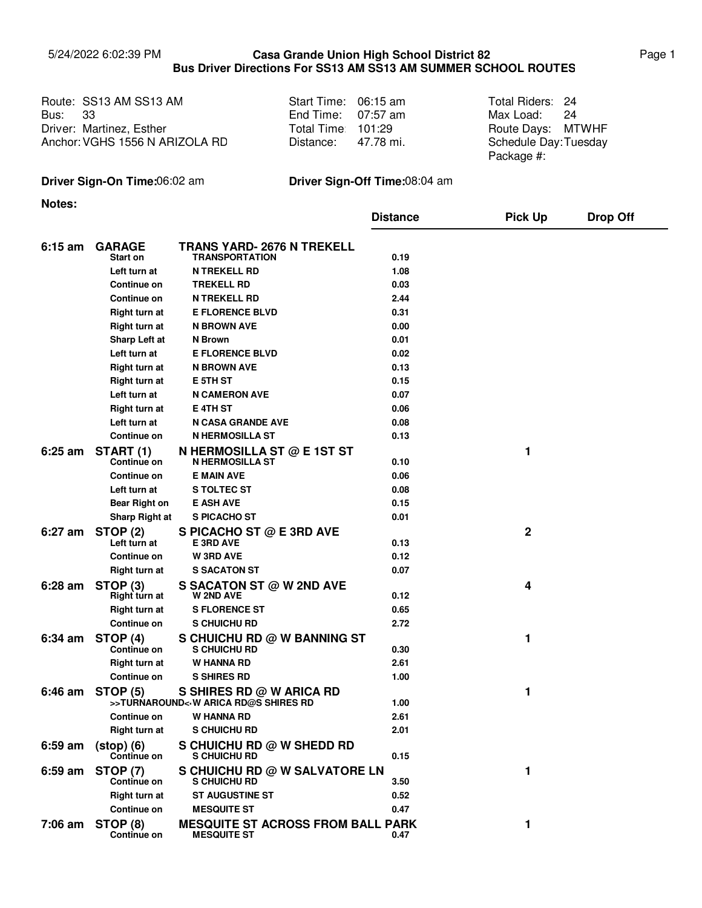5/24/2022 6:02:39 PM

# Casa Grande Union High School District 82
## Bus Driver Directions For SS13 AM SS13 AM SUMMER SCHOOL ROUTES

| | | |
|---|---|---|
| Route: SS13 AM SS13 AM | Start Time: 06:15 am | Total Riders: 24 |
| Bus: 33 | End Time: 07:57 am | Max Load: 24 |
| Driver: Martinez, Esther | Total Time: 101:29 | Route Days: MTWHF |
| Anchor: VGHS 1556 N ARIZOLA RD | Distance: 47.78 mi. | Schedule Day: Tuesday |
| | | Package #: |

**Driver Sign-On Time:** 06:02 am **Driver Sign-Off Time:** 08:04 am

**Notes:**

| Time | Stop | Location | Distance | Pick Up | Drop Off |
|---|---|---|---|---|---|
| **6:15 am** | **GARAGE** | **TRANS YARD- 2676 N TREKELL** | | | |
| | **Start on** | **TRANSPORTATION** | **0.19** | | |
| | **Left turn at** | **N TREKELL RD** | **1.08** | | |
| | **Continue on** | **TREKELL RD** | **0.03** | | |
| | **Continue on** | **N TREKELL RD** | **2.44** | | |
| | **Right turn at** | **E FLORENCE BLVD** | **0.31** | | |
| | **Right turn at** | **N BROWN AVE** | **0.00** | | |
| | **Sharp Left at** | **N Brown** | **0.01** | | |
| | **Left turn at** | **E FLORENCE BLVD** | **0.02** | | |
| | **Right turn at** | **N BROWN AVE** | **0.13** | | |
| | **Right turn at** | **E 5TH ST** | **0.15** | | |
| | **Left turn at** | **N CAMERON AVE** | **0.07** | | |
| | **Right turn at** | **E 4TH ST** | **0.06** | | |
| | **Left turn at** | **N CASA GRANDE AVE** | **0.08** | | |
| | **Continue on** | **N HERMOSILLA ST** | **0.13** | | |
| **6:25 am** | **START (1)** | **N HERMOSILLA ST @ E 1ST ST** | | **1** | |
| | **Continue on** | **N HERMOSILLA ST** | **0.10** | | |
| | **Continue on** | **E MAIN AVE** | **0.06** | | |
| | **Left turn at** | **S TOLTEC ST** | **0.08** | | |
| | **Bear Right on** | **E ASH AVE** | **0.15** | | |
| | **Sharp Right at** | **S PICACHO ST** | **0.01** | | |
| **6:27 am** | **STOP (2)** | **S PICACHO ST @ E 3RD AVE** | | **2** | |
| | **Left turn at** | **E 3RD AVE** | **0.13** | | |
| | **Continue on** | **W 3RD AVE** | **0.12** | | |
| | **Right turn at** | **S SACATON ST** | **0.07** | | |
| **6:28 am** | **STOP (3)** | **S SACATON ST @ W 2ND AVE** | | **4** | |
| | **Right turn at** | **W 2ND AVE** | **0.12** | | |
| | **Right turn at** | **S FLORENCE ST** | **0.65** | | |
| | **Continue on** | **S CHUICHU RD** | **2.72** | | |
| **6:34 am** | **STOP (4)** | **S CHUICHU RD @ W BANNING ST** | | **1** | |
| | **Continue on** | **S CHUICHU RD** | **0.30** | | |
| | **Right turn at** | **W HANNA RD** | **2.61** | | |
| | **Continue on** | **S SHIRES RD** | **1.00** | | |
| **6:46 am** | **STOP (5)** | **S SHIRES RD @ W ARICA RD** | | **1** | |
| | **>>TURNAROUND<<** | **W ARICA RD@S SHIRES RD** | **1.00** | | |
| | **Continue on** | **W HANNA RD** | **2.61** | | |
| | **Right turn at** | **S CHUICHU RD** | **2.01** | | |
| **6:59 am** | **(stop) (6)** | **S CHUICHU RD @ W SHEDD RD** | | | |
| | **Continue on** | **S CHUICHU RD** | **0.15** | | |
| **6:59 am** | **STOP (7)** | **S CHUICHU RD @ W SALVATORE LN** | | **1** | |
| | **Continue on** | **S CHUICHU RD** | **3.50** | | |
| | **Right turn at** | **ST AUGUSTINE ST** | **0.52** | | |
| | **Continue on** | **MESQUITE ST** | **0.47** | | |
| **7:06 am** | **STOP (8)** | **MESQUITE ST ACROSS FROM BALL PARK** | | **1** | |
| | **Continue on** | **MESQUITE ST** | **0.47** | | |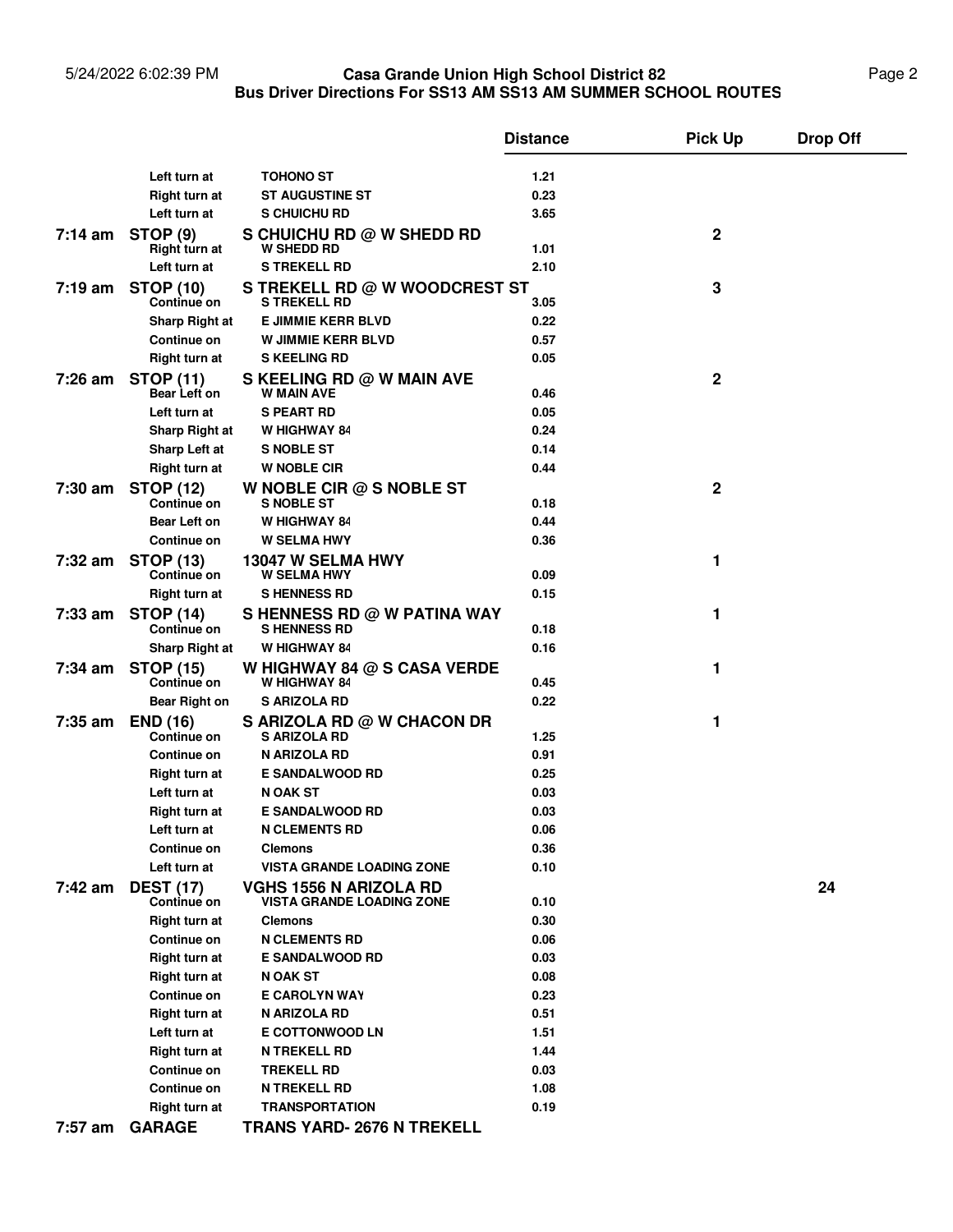| | | | Distance | Pick Up | Drop Off |
|---|---|---|---|---|---|
| | Left turn at | TOHONO ST | 1.21 | | |
| | Right turn at | ST AUGUSTINE ST | 0.23 | | |
| | Left turn at | S CHUICHU RD | 3.65 | | |
| **7:14 am** | **STOP (9)** | **S CHUICHU RD @ W SHEDD RD** | | **2** | |
| | Right turn at | W SHEDD RD | 1.01 | | |
| | Left turn at | S TREKELL RD | 2.10 | | |
| **7:19 am** | **STOP (10)** | **S TREKELL RD @ W WOODCREST ST** | | **3** | |
| | Continue on | S TREKELL RD | 3.05 | | |
| | Sharp Right at | E JIMMIE KERR BLVD | 0.22 | | |
| | Continue on | W JIMMIE KERR BLVD | 0.57 | | |
| | Right turn at | S KEELING RD | 0.05 | | |
| **7:26 am** | **STOP (11)** | **S KEELING RD @ W MAIN AVE** | | **2** | |
| | Bear Left on | W MAIN AVE | 0.46 | | |
| | Left turn at | S PEART RD | 0.05 | | |
| | Sharp Right at | W HIGHWAY 84 | 0.24 | | |
| | Sharp Left at | S NOBLE ST | 0.14 | | |
| | Right turn at | W NOBLE CIR | 0.44 | | |
| **7:30 am** | **STOP (12)** | **W NOBLE CIR @ S NOBLE ST** | | **2** | |
| | Continue on | S NOBLE ST | 0.18 | | |
| | Bear Left on | W HIGHWAY 84 | 0.44 | | |
| | Continue on | W SELMA HWY | 0.36 | | |
| **7:32 am** | **STOP (13)** | **13047 W SELMA HWY** | | **1** | |
| | Continue on | W SELMA HWY | 0.09 | | |
| | Right turn at | S HENNESS RD | 0.15 | | |
| **7:33 am** | **STOP (14)** | **S HENNESS RD @ W PATINA WAY** | | **1** | |
| | Continue on | S HENNESS RD | 0.18 | | |
| | Sharp Right at | W HIGHWAY 84 | 0.16 | | |
| **7:34 am** | **STOP (15)** | **W HIGHWAY 84 @ S CASA VERDE** | | **1** | |
| | Continue on | W HIGHWAY 84 | 0.45 | | |
| | Bear Right on | S ARIZOLA RD | 0.22 | | |
| **7:35 am** | **END (16)** | **S ARIZOLA RD @ W CHACON DR** | | **1** | |
| | Continue on | S ARIZOLA RD | 1.25 | | |
| | Continue on | N ARIZOLA RD | 0.91 | | |
| | Right turn at | E SANDALWOOD RD | 0.25 | | |
| | Left turn at | N OAK ST | 0.03 | | |
| | Right turn at | E SANDALWOOD RD | 0.03 | | |
| | Left turn at | N CLEMENTS RD | 0.06 | | |
| | Continue on | Clemons | 0.36 | | |
| | Left turn at | VISTA GRANDE LOADING ZONE | 0.10 | | |
| **7:42 am** | **DEST (17)** | **VGHS 1556 N ARIZOLA RD** | | | **24** |
| | Continue on | VISTA GRANDE LOADING ZONE | 0.10 | | |
| | Right turn at | Clemons | 0.30 | | |
| | Continue on | N CLEMENTS RD | 0.06 | | |
| | Right turn at | E SANDALWOOD RD | 0.03 | | |
| | Right turn at | N OAK ST | 0.08 | | |
| | Continue on | E CAROLYN WAY | 0.23 | | |
| | Right turn at | N ARIZOLA RD | 0.51 | | |
| | Left turn at | E COTTONWOOD LN | 1.51 | | |
| | Right turn at | N TREKELL RD | 1.44 | | |
| | Continue on | TREKELL RD | 0.03 | | |
| | Continue on | N TREKELL RD | 1.08 | | |
| | Right turn at | TRANSPORTATION | 0.19 | | |
| **7:57 am** | **GARAGE** | **TRANS YARD- 2676 N TREKELL** | | | |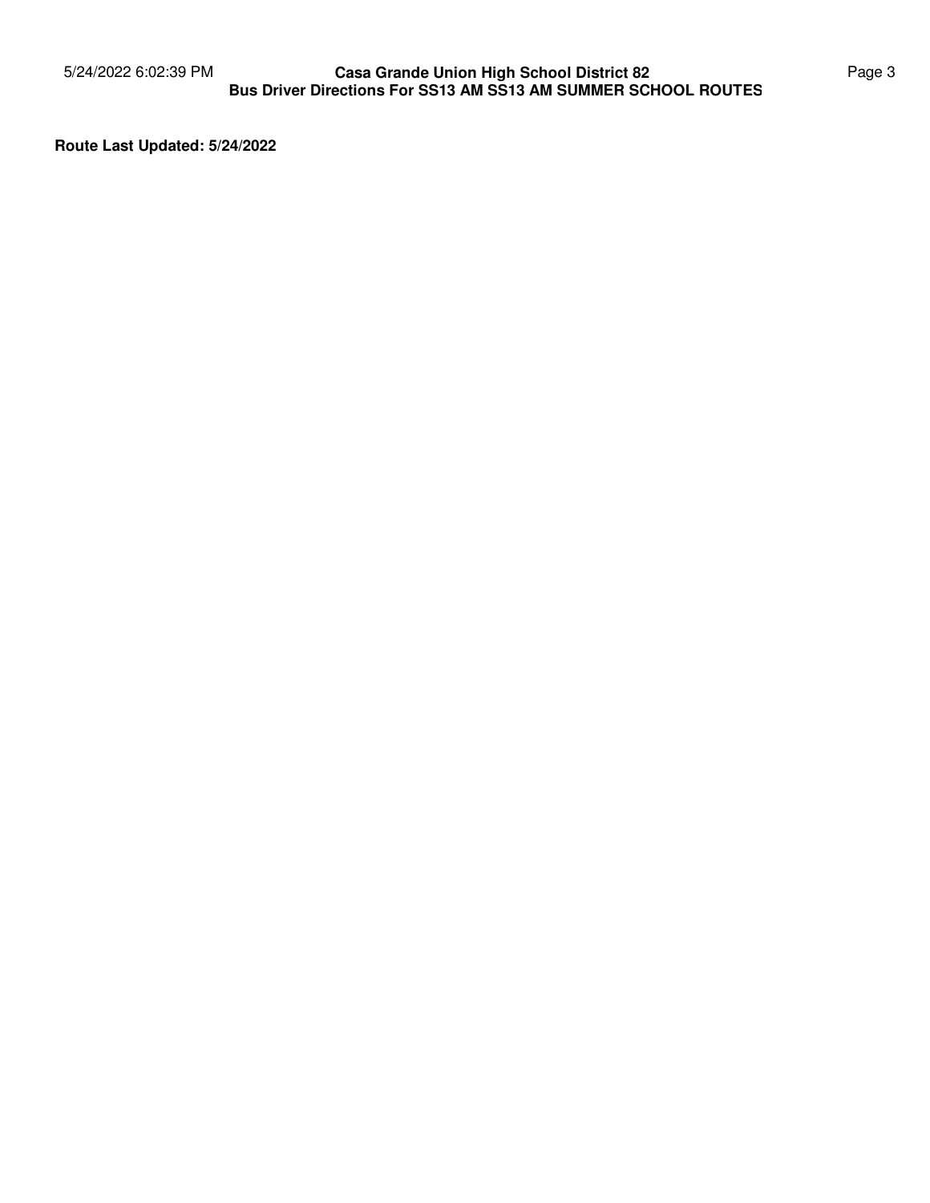**Route Last Updated: 5/24/2022**